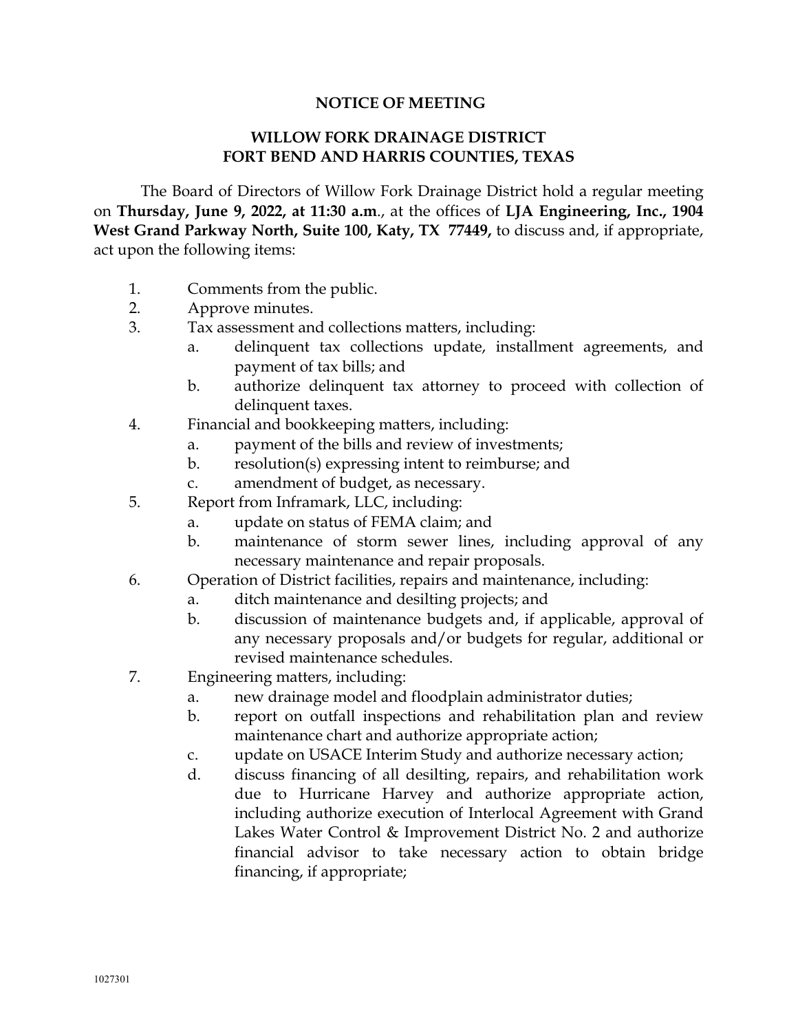# NOTICE OF MEETING

## WILLOW FORK DRAINAGE DISTRICT
## FORT BEND AND HARRIS COUNTIES, TEXAS

The Board of Directors of Willow Fork Drainage District hold a regular meeting on **Thursday, June 9, 2022, at 11:30 a.m**., at the offices of **LJA Engineering, Inc., 1904 West Grand Parkway North, Suite 100, Katy, TX 77449,** to discuss and, if appropriate, act upon the following items:

1. Comments from the public.
2. Approve minutes.
3. Tax assessment and collections matters, including:
   a. delinquent tax collections update, installment agreements, and payment of tax bills; and
   b. authorize delinquent tax attorney to proceed with collection of delinquent taxes.
4. Financial and bookkeeping matters, including:
   a. payment of the bills and review of investments;
   b. resolution(s) expressing intent to reimburse; and
   c. amendment of budget, as necessary.
5. Report from Inframark, LLC, including:
   a. update on status of FEMA claim; and
   b. maintenance of storm sewer lines, including approval of any necessary maintenance and repair proposals.
6. Operation of District facilities, repairs and maintenance, including:
   a. ditch maintenance and desilting projects; and
   b. discussion of maintenance budgets and, if applicable, approval of any necessary proposals and/or budgets for regular, additional or revised maintenance schedules.
7. Engineering matters, including:
   a. new drainage model and floodplain administrator duties;
   b. report on outfall inspections and rehabilitation plan and review maintenance chart and authorize appropriate action;
   c. update on USACE Interim Study and authorize necessary action;
   d. discuss financing of all desilting, repairs, and rehabilitation work due to Hurricane Harvey and authorize appropriate action, including authorize execution of Interlocal Agreement with Grand Lakes Water Control & Improvement District No. 2 and authorize financial advisor to take necessary action to obtain bridge financing, if appropriate;

1027301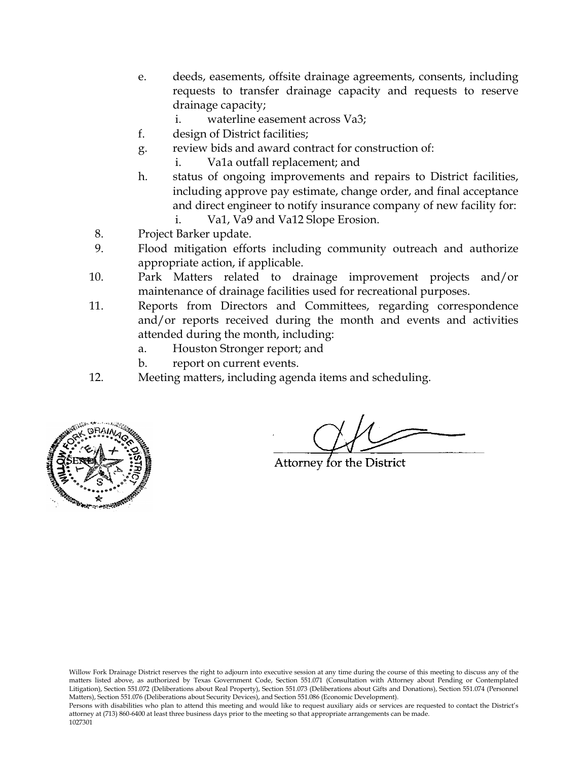e. deeds, easements, offsite drainage agreements, consents, including requests to transfer drainage capacity and requests to reserve drainage capacity;
   i. waterline easement across Va3;

f. design of District facilities;

g. review bids and award contract for construction of:
   i. Va1a outfall replacement; and

h. status of ongoing improvements and repairs to District facilities, including approve pay estimate, change order, and final acceptance and direct engineer to notify insurance company of new facility for:
   i. Va1, Va9 and Va12 Slope Erosion.

8. Project Barker update.
9. Flood mitigation efforts including community outreach and authorize appropriate action, if applicable.
10. Park Matters related to drainage improvement projects and/or maintenance of drainage facilities used for recreational purposes.
11. Reports from Directors and Committees, regarding correspondence and/or reports received during the month and events and activities attended during the month, including:
    a. Houston Stronger report; and
    b. report on current events.
12. Meeting matters, including agenda items and scheduling.

(SEAL) WILLOW FORK DRAINAGE DISTRICT TEXAS

Attorney for the District

Willow Fork Drainage District reserves the right to adjourn into executive session at any time during the course of this meeting to discuss any of the matters listed above, as authorized by Texas Government Code, Section 551.071 (Consultation with Attorney about Pending or Contemplated Litigation), Section 551.072 (Deliberations about Real Property), Section 551.073 (Deliberations about Gifts and Donations), Section 551.074 (Personnel Matters), Section 551.076 (Deliberations about Security Devices), and Section 551.086 (Economic Development).

Persons with disabilities who plan to attend this meeting and would like to request auxiliary aids or services are requested to contact the District's attorney at (713) 860-6400 at least three business days prior to the meeting so that appropriate arrangements can be made.

1027301